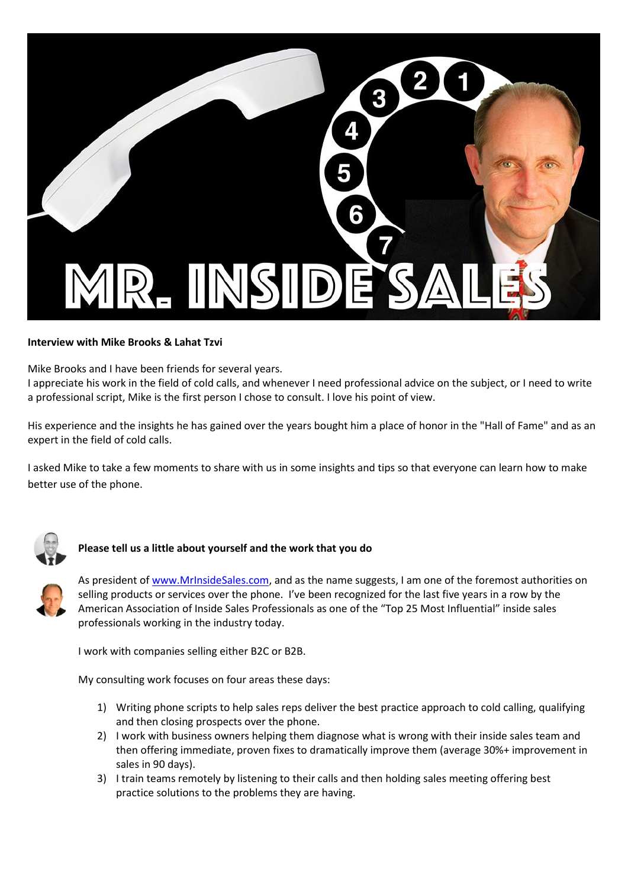**Interview with Mike Brooks & Lahat Tzvi**

Mike Brooks and I have been friends for several years.
I appreciate his work in the field of cold calls, and whenever I need professional advice on the subject, or I need to write a professional script, Mike is the first person I chose to consult. I love his point of view.

His experience and the insights he has gained over the years bought him a place of honor in the "Hall of Fame" and as an expert in the field of cold calls.

I asked Mike to take a few moments to share with us in some insights and tips so that everyone can learn how to make better use of the phone.

**Please tell us a little about yourself and the work that you do**

As president of [www.MrInsideSales.com](http://www.MrInsideSales.com), and as the name suggests, I am one of the foremost authorities on selling products or services over the phone. I've been recognized for the last five years in a row by the American Association of Inside Sales Professionals as one of the "Top 25 Most Influential" inside sales professionals working in the industry today.

I work with companies selling either B2C or B2B.

My consulting work focuses on four areas these days:

1) Writing phone scripts to help sales reps deliver the best practice approach to cold calling, qualifying and then closing prospects over the phone.
2) I work with business owners helping them diagnose what is wrong with their inside sales team and then offering immediate, proven fixes to dramatically improve them (average 30%+ improvement in sales in 90 days).
3) I train teams remotely by listening to their calls and then holding sales meeting offering best practice solutions to the problems they are having.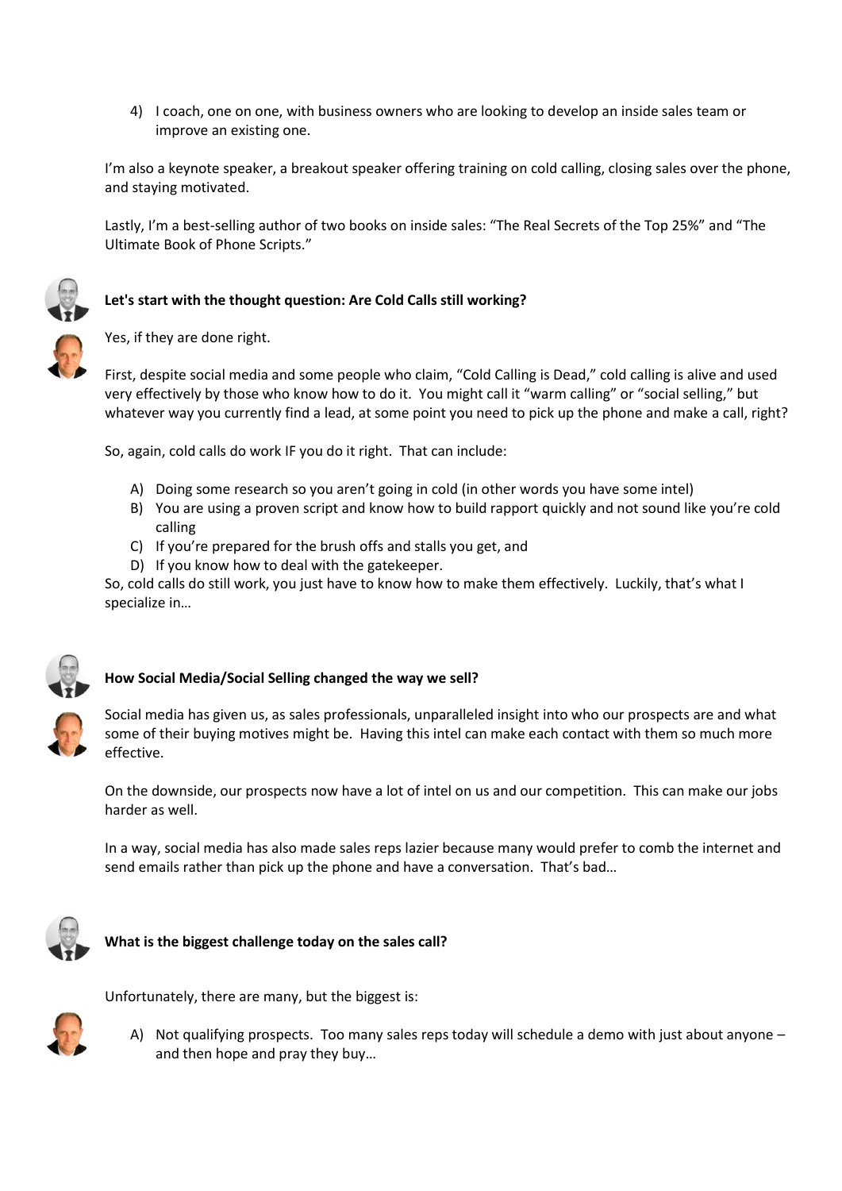4) I coach, one on one, with business owners who are looking to develop an inside sales team or improve an existing one.

I'm also a keynote speaker, a breakout speaker offering training on cold calling, closing sales over the phone, and staying motivated.

Lastly, I'm a best-selling author of two books on inside sales: "The Real Secrets of the Top 25%" and "The Ultimate Book of Phone Scripts."

**Let's start with the thought question: Are Cold Calls still working?**

Yes, if they are done right.

First, despite social media and some people who claim, "Cold Calling is Dead," cold calling is alive and used very effectively by those who know how to do it. You might call it "warm calling" or "social selling," but whatever way you currently find a lead, at some point you need to pick up the phone and make a call, right?

So, again, cold calls do work IF you do it right. That can include:

A) Doing some research so you aren't going in cold (in other words you have some intel)
B) You are using a proven script and know how to build rapport quickly and not sound like you're cold calling
C) If you're prepared for the brush offs and stalls you get, and
D) If you know how to deal with the gatekeeper.

So, cold calls do still work, you just have to know how to make them effectively. Luckily, that's what I specialize in…

**How Social Media/Social Selling changed the way we sell?**

Social media has given us, as sales professionals, unparalleled insight into who our prospects are and what some of their buying motives might be. Having this intel can make each contact with them so much more effective.

On the downside, our prospects now have a lot of intel on us and our competition. This can make our jobs harder as well.

In a way, social media has also made sales reps lazier because many would prefer to comb the internet and send emails rather than pick up the phone and have a conversation. That's bad…

**What is the biggest challenge today on the sales call?**

Unfortunately, there are many, but the biggest is:

A) Not qualifying prospects. Too many sales reps today will schedule a demo with just about anyone – and then hope and pray they buy…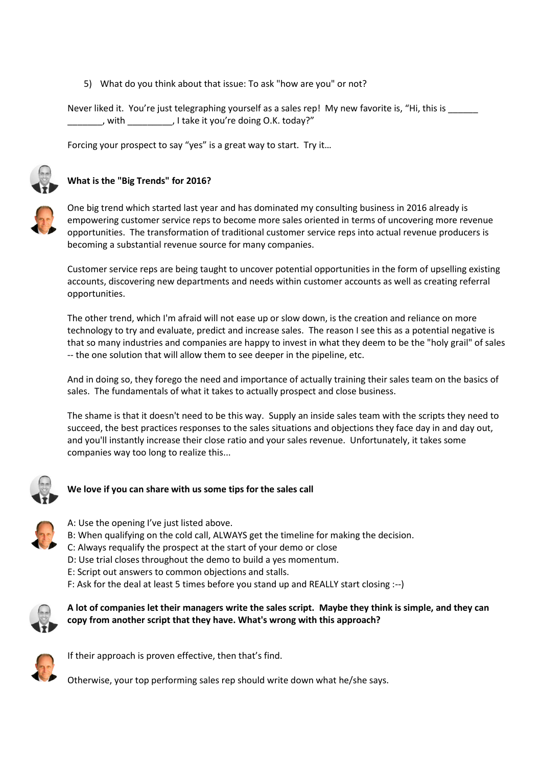5) What do you think about that issue: To ask "how are you" or not?

Never liked it. You're just telegraphing yourself as a sales rep! My new favorite is, "Hi, this is ______ _______, with _________, I take it you're doing O.K. today?"

Forcing your prospect to say "yes" is a great way to start. Try it…

**What is the "Big Trends" for 2016?**

One big trend which started last year and has dominated my consulting business in 2016 already is empowering customer service reps to become more sales oriented in terms of uncovering more revenue opportunities. The transformation of traditional customer service reps into actual revenue producers is becoming a substantial revenue source for many companies.

Customer service reps are being taught to uncover potential opportunities in the form of upselling existing accounts, discovering new departments and needs within customer accounts as well as creating referral opportunities.

The other trend, which I'm afraid will not ease up or slow down, is the creation and reliance on more technology to try and evaluate, predict and increase sales. The reason I see this as a potential negative is that so many industries and companies are happy to invest in what they deem to be the "holy grail" of sales -- the one solution that will allow them to see deeper in the pipeline, etc.

And in doing so, they forego the need and importance of actually training their sales team on the basics of sales. The fundamentals of what it takes to actually prospect and close business.

The shame is that it doesn't need to be this way. Supply an inside sales team with the scripts they need to succeed, the best practices responses to the sales situations and objections they face day in and day out, and you'll instantly increase their close ratio and your sales revenue. Unfortunately, it takes some companies way too long to realize this...

**We love if you can share with us some tips for the sales call**

A: Use the opening I've just listed above.
B: When qualifying on the cold call, ALWAYS get the timeline for making the decision.
C: Always requalify the prospect at the start of your demo or close
D: Use trial closes throughout the demo to build a yes momentum.
E: Script out answers to common objections and stalls.
F: Ask for the deal at least 5 times before you stand up and REALLY start closing :--)

**A lot of companies let their managers write the sales script. Maybe they think is simple, and they can copy from another script that they have. What's wrong with this approach?**

If their approach is proven effective, then that's find.

Otherwise, your top performing sales rep should write down what he/she says.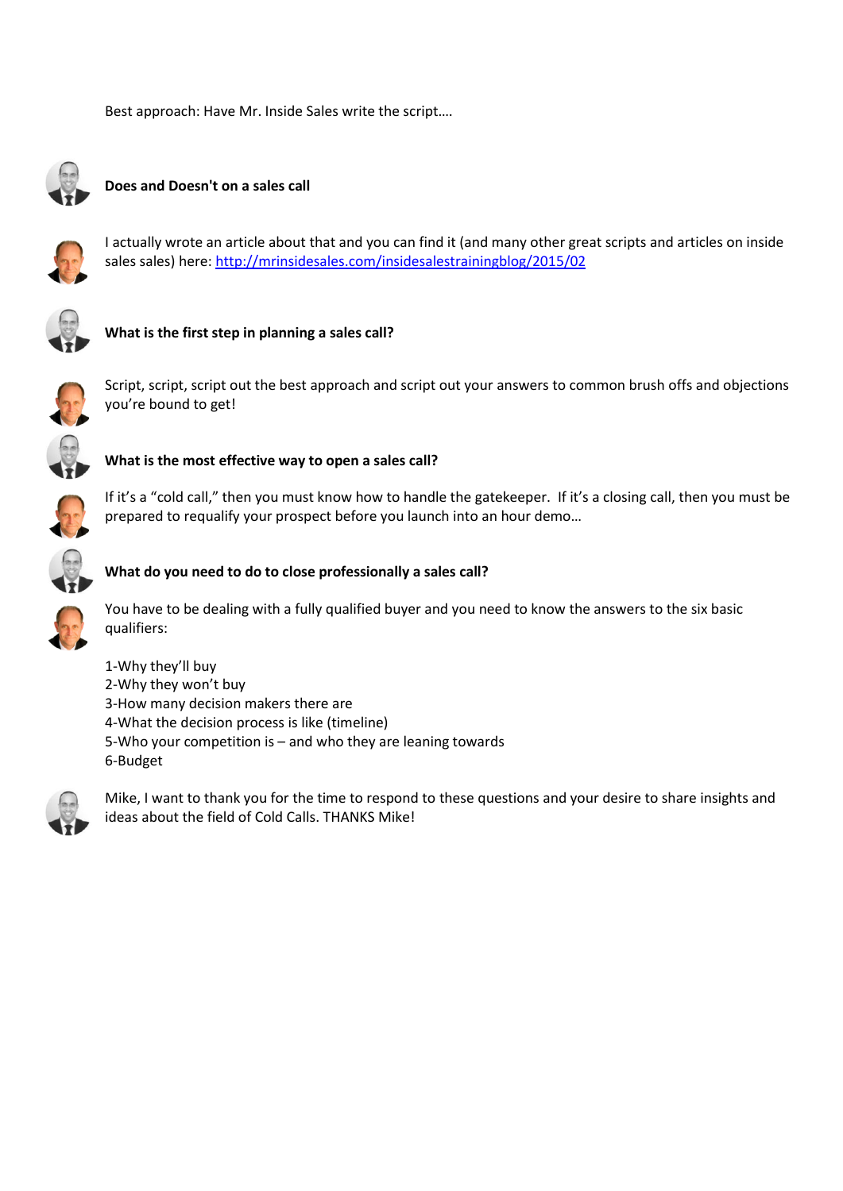Best approach: Have Mr. Inside Sales write the script….

**Does and Doesn't on a sales call**

I actually wrote an article about that and you can find it (and many other great scripts and articles on inside sales sales) here: [http://mrinsidesales.com/insidesalestrainingblog/2015/02](http://mrinsidesales.com/insidesalestrainingblog/2015/02)

**What is the first step in planning a sales call?**

Script, script, script out the best approach and script out your answers to common brush offs and objections you're bound to get!

**What is the most effective way to open a sales call?**

If it's a "cold call," then you must know how to handle the gatekeeper. If it's a closing call, then you must be prepared to requalify your prospect before you launch into an hour demo…

**What do you need to do to close professionally a sales call?**

You have to be dealing with a fully qualified buyer and you need to know the answers to the six basic qualifiers:

1-Why they'll buy
2-Why they won't buy
3-How many decision makers there are
4-What the decision process is like (timeline)
5-Who your competition is – and who they are leaning towards
6-Budget

Mike, I want to thank you for the time to respond to these questions and your desire to share insights and ideas about the field of Cold Calls. THANKS Mike!